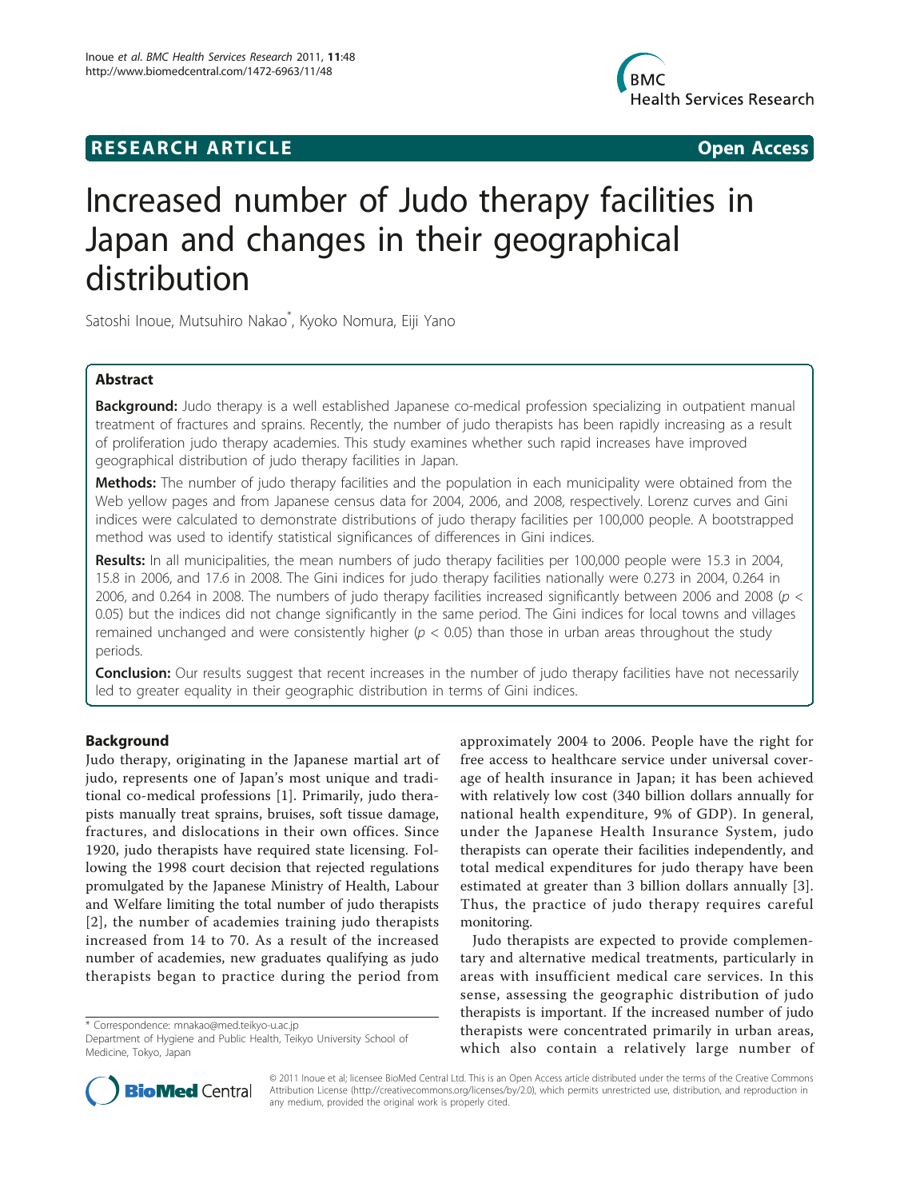RESEARCH ARTICLE Open Access

# Increased number of Judo therapy facilities in Japan and changes in their geographical distribution

Satoshi Inoue, Mutsuhiro Nakao*, Kyoko Nomura, Eiji Yano

## Abstract

**Background:** Judo therapy is a well established Japanese co-medical profession specializing in outpatient manual treatment of fractures and sprains. Recently, the number of judo therapists has been rapidly increasing as a result of proliferation judo therapy academies. This study examines whether such rapid increases have improved geographical distribution of judo therapy facilities in Japan.

**Methods:** The number of judo therapy facilities and the population in each municipality were obtained from the Web yellow pages and from Japanese census data for 2004, 2006, and 2008, respectively. Lorenz curves and Gini indices were calculated to demonstrate distributions of judo therapy facilities per 100,000 people. A bootstrapped method was used to identify statistical significances of differences in Gini indices.

**Results:** In all municipalities, the mean numbers of judo therapy facilities per 100,000 people were 15.3 in 2004, 15.8 in 2006, and 17.6 in 2008. The Gini indices for judo therapy facilities nationally were 0.273 in 2004, 0.264 in 2006, and 0.264 in 2008. The numbers of judo therapy facilities increased significantly between 2006 and 2008 ($p < 0.05$) but the indices did not change significantly in the same period. The Gini indices for local towns and villages remained unchanged and were consistently higher ($p < 0.05$) than those in urban areas throughout the study periods.

**Conclusion:** Our results suggest that recent increases in the number of judo therapy facilities have not necessarily led to greater equality in their geographic distribution in terms of Gini indices.

## Background

Judo therapy, originating in the Japanese martial art of judo, represents one of Japan's most unique and traditional co-medical professions [1]. Primarily, judo therapists manually treat sprains, bruises, soft tissue damage, fractures, and dislocations in their own offices. Since 1920, judo therapists have required state licensing. Following the 1998 court decision that rejected regulations promulgated by the Japanese Ministry of Health, Labour and Welfare limiting the total number of judo therapists [2], the number of academies training judo therapists increased from 14 to 70. As a result of the increased number of academies, new graduates qualifying as judo therapists began to practice during the period from approximately 2004 to 2006. People have the right for free access to healthcare service under universal coverage of health insurance in Japan; it has been achieved with relatively low cost (340 billion dollars annually for national health expenditure, 9% of GDP). In general, under the Japanese Health Insurance System, judo therapists can operate their facilities independently, and total medical expenditures for judo therapy have been estimated at greater than 3 billion dollars annually [3]. Thus, the practice of judo therapy requires careful monitoring.

Judo therapists are expected to provide complementary and alternative medical treatments, particularly in areas with insufficient medical care services. In this sense, assessing the geographic distribution of judo therapists is important. If the increased number of judo therapists were concentrated primarily in urban areas, which also contain a relatively large number of

\* Correspondence: mnakao@med.teikyo-u.ac.jp
Department of Hygiene and Public Health, Teikyo University School of Medicine, Tokyo, Japan

© 2011 Inoue et al; licensee BioMed Central Ltd. This is an Open Access article distributed under the terms of the Creative Commons Attribution License (http://creativecommons.org/licenses/by/2.0), which permits unrestricted use, distribution, and reproduction in any medium, provided the original work is properly cited.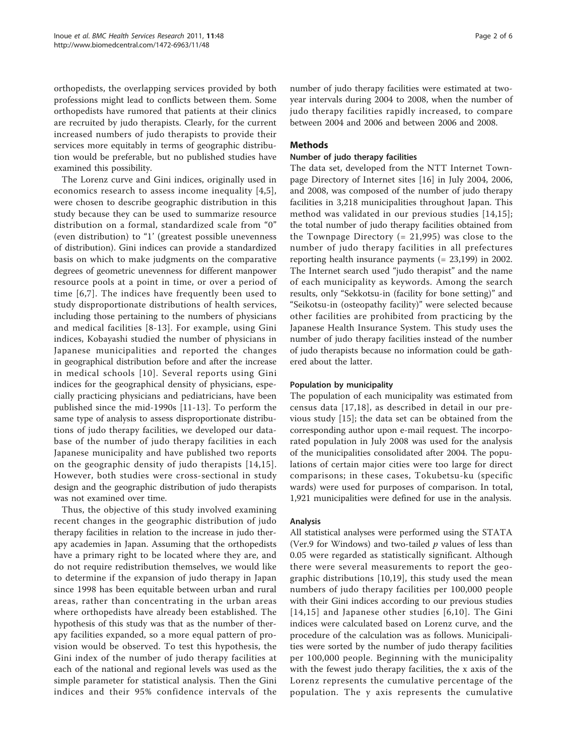orthopedists, the overlapping services provided by both professions might lead to conflicts between them. Some orthopedists have rumored that patients at their clinics are recruited by judo therapists. Clearly, for the current increased numbers of judo therapists to provide their services more equitably in terms of geographic distribution would be preferable, but no published studies have examined this possibility.

The Lorenz curve and Gini indices, originally used in economics research to assess income inequality [4,5], were chosen to describe geographic distribution in this study because they can be used to summarize resource distribution on a formal, standardized scale from "0" (even distribution) to "1' (greatest possible unevenness of distribution). Gini indices can provide a standardized basis on which to make judgments on the comparative degrees of geometric unevenness for different manpower resource pools at a point in time, or over a period of time [6,7]. The indices have frequently been used to study disproportionate distributions of health services, including those pertaining to the numbers of physicians and medical facilities [8-13]. For example, using Gini indices, Kobayashi studied the number of physicians in Japanese municipalities and reported the changes in geographical distribution before and after the increase in medical schools [10]. Several reports using Gini indices for the geographical density of physicians, especially practicing physicians and pediatricians, have been published since the mid-1990s [11-13]. To perform the same type of analysis to assess disproportionate distributions of judo therapy facilities, we developed our database of the number of judo therapy facilities in each Japanese municipality and have published two reports on the geographic density of judo therapists [14,15]. However, both studies were cross-sectional in study design and the geographic distribution of judo therapists was not examined over time.

Thus, the objective of this study involved examining recent changes in the geographic distribution of judo therapy facilities in relation to the increase in judo therapy academies in Japan. Assuming that the orthopedists have a primary right to be located where they are, and do not require redistribution themselves, we would like to determine if the expansion of judo therapy in Japan since 1998 has been equitable between urban and rural areas, rather than concentrating in the urban areas where orthopedists have already been established. The hypothesis of this study was that as the number of therapy facilities expanded, so a more equal pattern of provision would be observed. To test this hypothesis, the Gini index of the number of judo therapy facilities at each of the national and regional levels was used as the simple parameter for statistical analysis. Then the Gini indices and their 95% confidence intervals of the number of judo therapy facilities were estimated at two-year intervals during 2004 to 2008, when the number of judo therapy facilities rapidly increased, to compare between 2004 and 2006 and between 2006 and 2008.

## Methods

### Number of judo therapy facilities

The data set, developed from the NTT Internet Townpage Directory of Internet sites [16] in July 2004, 2006, and 2008, was composed of the number of judo therapy facilities in 3,218 municipalities throughout Japan. This method was validated in our previous studies [14,15]; the total number of judo therapy facilities obtained from the Townpage Directory (= 21,995) was close to the number of judo therapy facilities in all prefectures reporting health insurance payments (= 23,199) in 2002. The Internet search used "judo therapist" and the name of each municipality as keywords. Among the search results, only "Sekkotsu-in (facility for bone setting)" and "Seikotsu-in (osteopathy facility)" were selected because other facilities are prohibited from practicing by the Japanese Health Insurance System. This study uses the number of judo therapy facilities instead of the number of judo therapists because no information could be gathered about the latter.

### Population by municipality

The population of each municipality was estimated from census data [17,18], as described in detail in our previous study [15]; the data set can be obtained from the corresponding author upon e-mail request. The incorporated population in July 2008 was used for the analysis of the municipalities consolidated after 2004. The populations of certain major cities were too large for direct comparisons; in these cases, Tokubetsu-ku (specific wards) were used for purposes of comparison. In total, 1,921 municipalities were defined for use in the analysis.

### Analysis

All statistical analyses were performed using the STATA (Ver.9 for Windows) and two-tailed $p$ values of less than 0.05 were regarded as statistically significant. Although there were several measurements to report the geographic distributions [10,19], this study used the mean numbers of judo therapy facilities per 100,000 people with their Gini indices according to our previous studies [14,15] and Japanese other studies [6,10]. The Gini indices were calculated based on Lorenz curve, and the procedure of the calculation was as follows. Municipalities were sorted by the number of judo therapy facilities per 100,000 people. Beginning with the municipality with the fewest judo therapy facilities, the x axis of the Lorenz represents the cumulative percentage of the population. The y axis represents the cumulative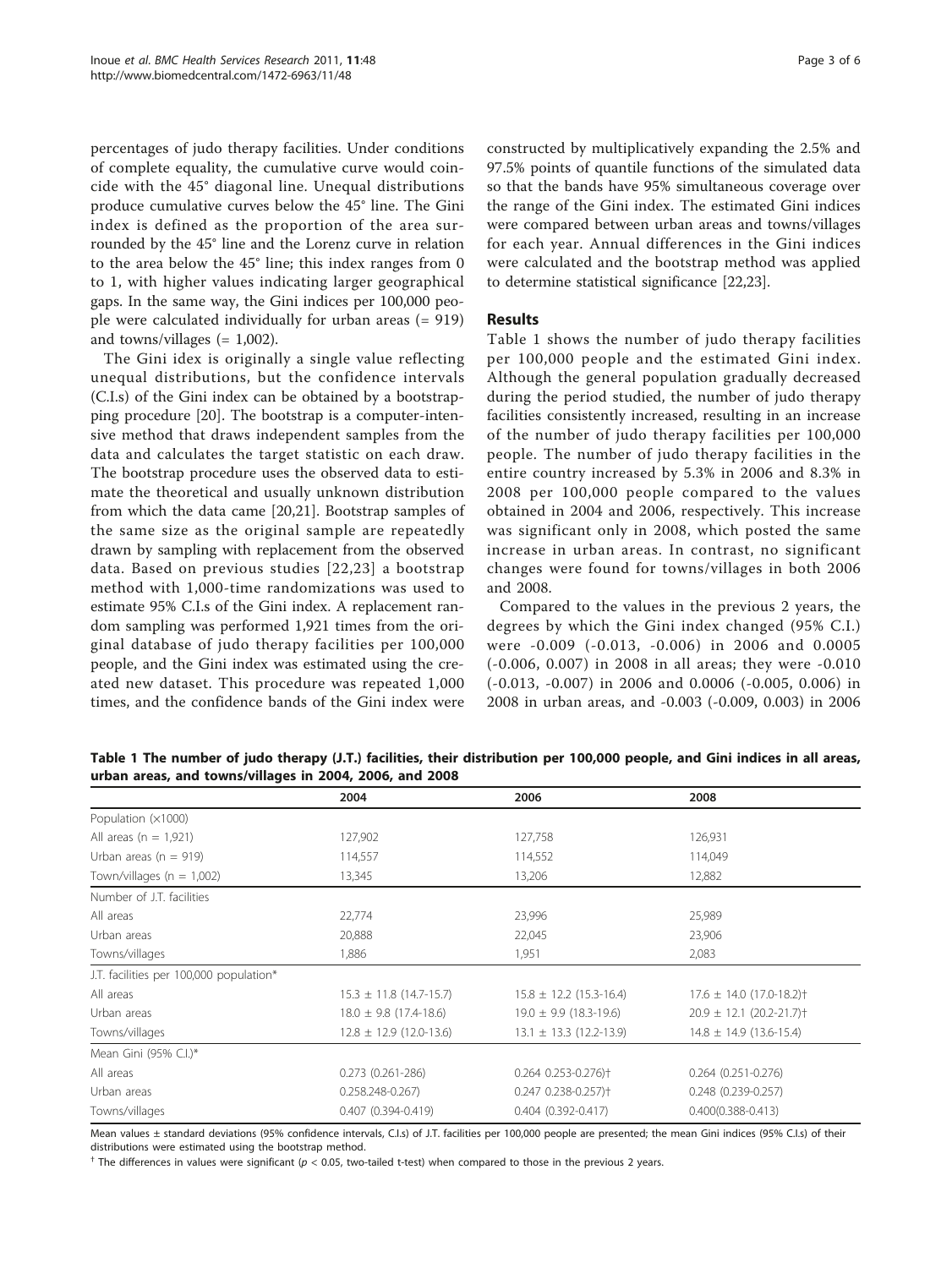percentages of judo therapy facilities. Under conditions of complete equality, the cumulative curve would coincide with the 45° diagonal line. Unequal distributions produce cumulative curves below the 45° line. The Gini index is defined as the proportion of the area surrounded by the 45° line and the Lorenz curve in relation to the area below the 45° line; this index ranges from 0 to 1, with higher values indicating larger geographical gaps. In the same way, the Gini indices per 100,000 people were calculated individually for urban areas (= 919) and towns/villages (= 1,002).

The Gini idex is originally a single value reflecting unequal distributions, but the confidence intervals (C.I.s) of the Gini index can be obtained by a bootstrapping procedure [20]. The bootstrap is a computer-intensive method that draws independent samples from the data and calculates the target statistic on each draw. The bootstrap procedure uses the observed data to estimate the theoretical and usually unknown distribution from which the data came [20,21]. Bootstrap samples of the same size as the original sample are repeatedly drawn by sampling with replacement from the observed data. Based on previous studies [22,23] a bootstrap method with 1,000-time randomizations was used to estimate 95% C.I.s of the Gini index. A replacement random sampling was performed 1,921 times from the original database of judo therapy facilities per 100,000 people, and the Gini index was estimated using the created new dataset. This procedure was repeated 1,000 times, and the confidence bands of the Gini index were constructed by multiplicatively expanding the 2.5% and 97.5% points of quantile functions of the simulated data so that the bands have 95% simultaneous coverage over the range of the Gini index. The estimated Gini indices were compared between urban areas and towns/villages for each year. Annual differences in the Gini indices were calculated and the bootstrap method was applied to determine statistical significance [22,23].

## Results

Table 1 shows the number of judo therapy facilities per 100,000 people and the estimated Gini index. Although the general population gradually decreased during the period studied, the number of judo therapy facilities consistently increased, resulting in an increase of the number of judo therapy facilities per 100,000 people. The number of judo therapy facilities in the entire country increased by 5.3% in 2006 and 8.3% in 2008 per 100,000 people compared to the values obtained in 2004 and 2006, respectively. This increase was significant only in 2008, which posted the same increase in urban areas. In contrast, no significant changes were found for towns/villages in both 2006 and 2008.

Compared to the values in the previous 2 years, the degrees by which the Gini index changed (95% C.I.) were -0.009 (-0.013, -0.006) in 2006 and 0.0005 (-0.006, 0.007) in 2008 in all areas; they were -0.010 (-0.013, -0.007) in 2006 and 0.0006 (-0.005, 0.006) in 2008 in urban areas, and -0.003 (-0.009, 0.003) in 2006

**Table 1 The number of judo therapy (J.T.) facilities, their distribution per 100,000 people, and Gini indices in all areas, urban areas, and towns/villages in 2004, 2006, and 2008**

| | 2004 | 2006 | 2008 |
|---|---|---|---|
| Population (×1000) | | | |
| All areas (n = 1,921) | 127,902 | 127,758 | 126,931 |
| Urban areas (n = 919) | 114,557 | 114,552 | 114,049 |
| Town/villages (n = 1,002) | 13,345 | 13,206 | 12,882 |
| Number of J.T. facilities | | | |
| All areas | 22,774 | 23,996 | 25,989 |
| Urban areas | 20,888 | 22,045 | 23,906 |
| Towns/villages | 1,886 | 1,951 | 2,083 |
| J.T. facilities per 100,000 population* | | | |
| All areas | 15.3 ± 11.8 (14.7-15.7) | 15.8 ± 12.2 (15.3-16.4) | 17.6 ± 14.0 (17.0-18.2)† |
| Urban areas | 18.0 ± 9.8 (17.4-18.6) | 19.0 ± 9.9 (18.3-19.6) | 20.9 ± 12.1 (20.2-21.7)† |
| Towns/villages | 12.8 ± 12.9 (12.0-13.6) | 13.1 ± 13.3 (12.2-13.9) | 14.8 ± 14.9 (13.6-15.4) |
| Mean Gini (95% C.I.)* | | | |
| All areas | 0.273 (0.261-286) | 0.264 0.253-0.276)† | 0.264 (0.251-0.276) |
| Urban areas | 0.258.248-0.267) | 0.247 0.238-0.257)† | 0.248 (0.239-0.257) |
| Towns/villages | 0.407 (0.394-0.419) | 0.404 (0.392-0.417) | 0.400(0.388-0.413) |

Mean values ± standard deviations (95% confidence intervals, C.I.s) of J.T. facilities per 100,000 people are presented; the mean Gini indices (95% C.I.s) of their distributions were estimated using the bootstrap method.

† The differences in values were significant ($p < 0.05$, two-tailed t-test) when compared to those in the previous 2 years.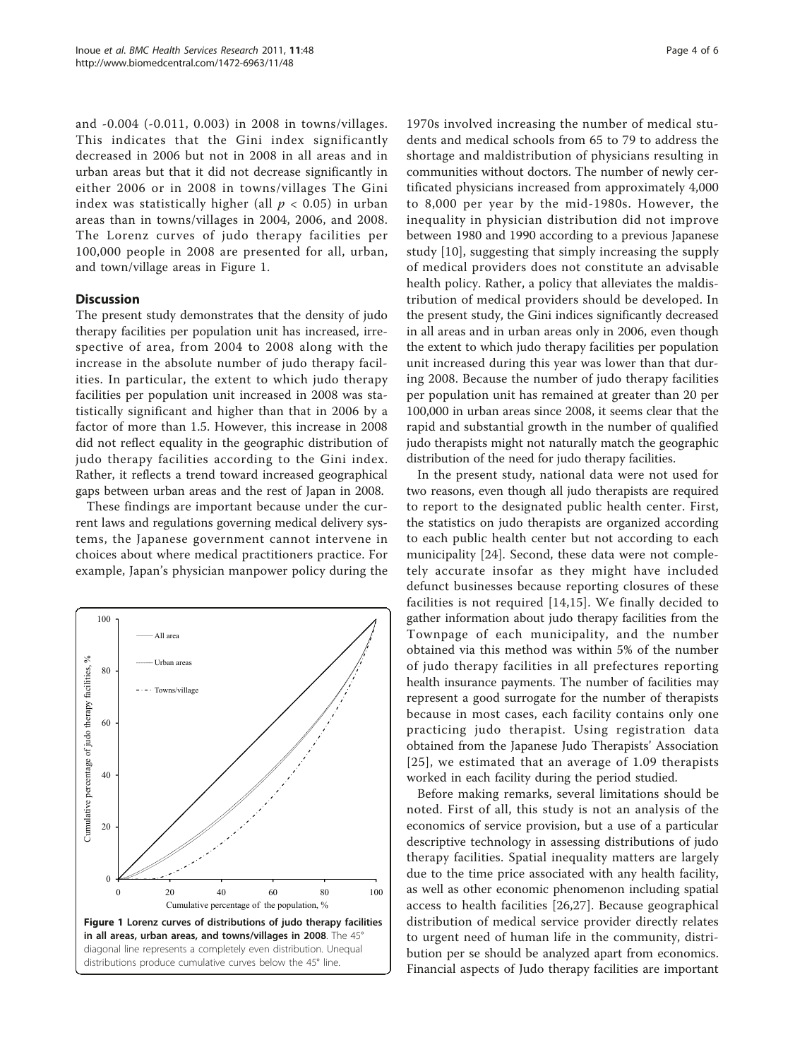and -0.004 (-0.011, 0.003) in 2008 in towns/villages. This indicates that the Gini index significantly decreased in 2006 but not in 2008 in all areas and in urban areas but that it did not decrease significantly in either 2006 or in 2008 in towns/villages The Gini index was statistically higher (all $p < 0.05$) in urban areas than in towns/villages in 2004, 2006, and 2008. The Lorenz curves of judo therapy facilities per 100,000 people in 2008 are presented for all, urban, and town/village areas in Figure 1.

## Discussion

The present study demonstrates that the density of judo therapy facilities per population unit has increased, irrespective of area, from 2004 to 2008 along with the increase in the absolute number of judo therapy facilities. In particular, the extent to which judo therapy facilities per population unit increased in 2008 was statistically significant and higher than that in 2006 by a factor of more than 1.5. However, this increase in 2008 did not reflect equality in the geographic distribution of judo therapy facilities according to the Gini index. Rather, it reflects a trend toward increased geographical gaps between urban areas and the rest of Japan in 2008.

These findings are important because under the current laws and regulations governing medical delivery systems, the Japanese government cannot intervene in choices about where medical practitioners practice. For example, Japan's physician manpower policy during the 1970s involved increasing the number of medical students and medical schools from 65 to 79 to address the shortage and maldistribution of physicians resulting in communities without doctors. The number of newly certificated physicians increased from approximately 4,000 to 8,000 per year by the mid-1980s. However, the inequality in physician distribution did not improve between 1980 and 1990 according to a previous Japanese study [10], suggesting that simply increasing the supply of medical providers does not constitute an advisable health policy. Rather, a policy that alleviates the maldistribution of medical providers should be developed. In the present study, the Gini indices significantly decreased in all areas and in urban areas only in 2006, even though the extent to which judo therapy facilities per population unit increased during this year was lower than that during 2008. Because the number of judo therapy facilities per population unit has remained at greater than 20 per 100,000 in urban areas since 2008, it seems clear that the rapid and substantial growth in the number of qualified judo therapists might not naturally match the geographic distribution of the need for judo therapy facilities.

**Figure 1 Lorenz curves of distributions of judo therapy facilities in all areas, urban areas, and towns/villages in 2008**. The 45° diagonal line represents a completely even distribution. Unequal distributions produce cumulative curves below the 45° line.

In the present study, national data were not used for two reasons, even though all judo therapists are required to report to the designated public health center. First, the statistics on judo therapists are organized according to each public health center but not according to each municipality [24]. Second, these data were not completely accurate insofar as they might have included defunct businesses because reporting closures of these facilities is not required [14,15]. We finally decided to gather information about judo therapy facilities from the Townpage of each municipality, and the number obtained via this method was within 5% of the number of judo therapy facilities in all prefectures reporting health insurance payments. The number of facilities may represent a good surrogate for the number of therapists because in most cases, each facility contains only one practicing judo therapist. Using registration data obtained from the Japanese Judo Therapists' Association [25], we estimated that an average of 1.09 therapists worked in each facility during the period studied.

Before making remarks, several limitations should be noted. First of all, this study is not an analysis of the economics of service provision, but a use of a particular descriptive technology in assessing distributions of judo therapy facilities. Spatial inequality matters are largely due to the time price associated with any health facility, as well as other economic phenomenon including spatial access to health facilities [26,27]. Because geographical distribution of medical service provider directly relates to urgent need of human life in the community, distribution per se should be analyzed apart from economics. Financial aspects of Judo therapy facilities are important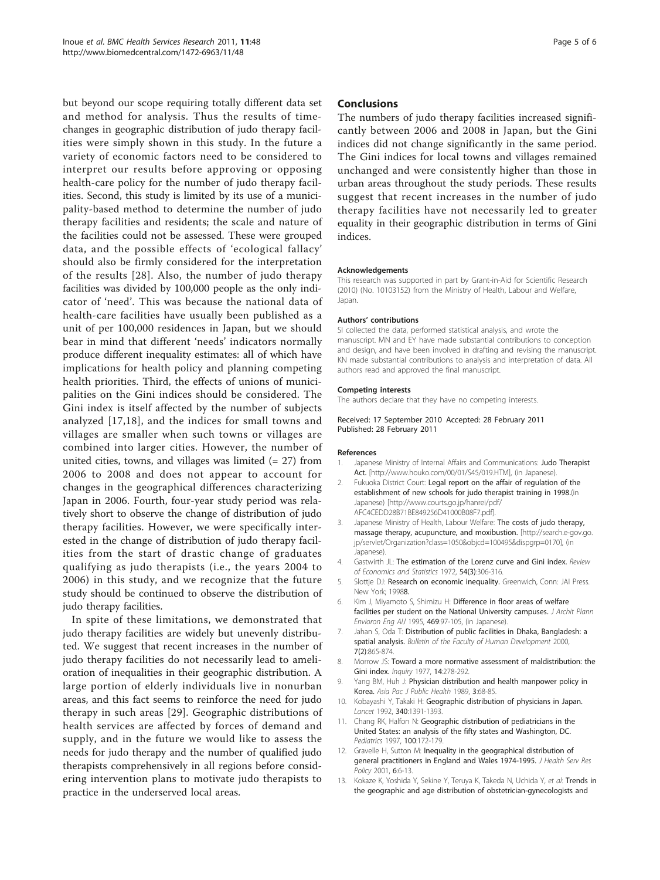but beyond our scope requiring totally different data set and method for analysis. Thus the results of time-changes in geographic distribution of judo therapy facilities were simply shown in this study. In the future a variety of economic factors need to be considered to interpret our results before approving or opposing health-care policy for the number of judo therapy facilities. Second, this study is limited by its use of a municipality-based method to determine the number of judo therapy facilities and residents; the scale and nature of the facilities could not be assessed. These were grouped data, and the possible effects of 'ecological fallacy' should also be firmly considered for the interpretation of the results [28]. Also, the number of judo therapy facilities was divided by 100,000 people as the only indicator of 'need'. This was because the national data of health-care facilities have usually been published as a unit of per 100,000 residences in Japan, but we should bear in mind that different 'needs' indicators normally produce different inequality estimates: all of which have implications for health policy and planning competing health priorities. Third, the effects of unions of municipalities on the Gini indices should be considered. The Gini index is itself affected by the number of subjects analyzed [17,18], and the indices for small towns and villages are smaller when such towns or villages are combined into larger cities. However, the number of united cities, towns, and villages was limited (= 27) from 2006 to 2008 and does not appear to account for changes in the geographical differences characterizing Japan in 2006. Fourth, four-year study period was relatively short to observe the change of distribution of judo therapy facilities. However, we were specifically interested in the change of distribution of judo therapy facilities from the start of drastic change of graduates qualifying as judo therapists (i.e., the years 2004 to 2006) in this study, and we recognize that the future study should be continued to observe the distribution of judo therapy facilities.

In spite of these limitations, we demonstrated that judo therapy facilities are widely but unevenly distributed. We suggest that recent increases in the number of judo therapy facilities do not necessarily lead to amelioration of inequalities in their geographic distribution. A large portion of elderly individuals live in nonurban areas, and this fact seems to reinforce the need for judo therapy in such areas [29]. Geographic distributions of health services are affected by forces of demand and supply, and in the future we would like to assess the needs for judo therapy and the number of qualified judo therapists comprehensively in all regions before considering intervention plans to motivate judo therapists to practice in the underserved local areas.

## Conclusions

The numbers of judo therapy facilities increased significantly between 2006 and 2008 in Japan, but the Gini indices did not change significantly in the same period. The Gini indices for local towns and villages remained unchanged and were consistently higher than those in urban areas throughout the study periods. These results suggest that recent increases in the number of judo therapy facilities have not necessarily led to greater equality in their geographic distribution in terms of Gini indices.

#### Acknowledgements

This research was supported in part by Grant-in-Aid for Scientific Research (2010) (No. 10103152) from the Ministry of Health, Labour and Welfare, Japan.

#### Authors' contributions

SI collected the data, performed statistical analysis, and wrote the manuscript. MN and EY have made substantial contributions to conception and design, and have been involved in drafting and revising the manuscript. KN made substantial contributions to analysis and interpretation of data. All authors read and approved the final manuscript.

#### Competing interests

The authors declare that they have no competing interests.

Received: 17 September 2010 Accepted: 28 February 2011
Published: 28 February 2011

#### References

1. Japanese Ministry of Internal Affairs and Communications: **Judo Therapist Act.** [http://www.houko.com/00/01/S45/019.HTM], (in Japanese).
2. Fukuoka District Court: **Legal report on the affair of regulation of the establishment of new schools for judo therapist training in 1998.**(in Japanese) [http://www.courts.go.jp/hanrei/pdf/AFC4CEDD28B71BE849256D41000B08F7.pdf].
3. Japanese Ministry of Health, Labour Welfare: **The costs of judo therapy, massage therapy, acupuncture, and moxibustion.** [http://search.e-gov.go.jp/servlet/Organization?class=1050&objcd=100495&dispgrp=0170], (in Japanese).
4. Gastwirth JL: **The estimation of the Lorenz curve and Gini index.** *Review of Economics and Statistics* 1972, **54(3)**:306-316.
5. Slottje DJ: **Research on economic inequality.** Greenwich, Conn: JAI Press. New York; 1998**8.**
6. Kim J, Miyamoto S, Shimizu H: **Difference in floor areas of welfare facilities per student on the National University campuses.** *J Archit Plann Envioron Eng AIJ* 1995, **469**:97-105, (in Japanese).
7. Jahan S, Oda T: **Distribution of public facilities in Dhaka, Bangladesh: a spatial analysis.** *Bulletin of the Faculty of Human Development* 2000, **7(2)**:865-874.
8. Morrow JS: **Toward a more normative assessment of maldistribution: the Gini index.** *Inquiry* 1977, **14**:278-292.
9. Yang BM, Huh J: **Physician distribution and health manpower policy in Korea.** *Asia Pac J Public Health* 1989, **3**:68-85.
10. Kobayashi Y, Takaki H: **Geographic distribution of physicians in Japan.** *Lancet* 1992, **340**:1391-1393.
11. Chang RK, Halfon N: **Geographic distribution of pediatricians in the United States: an analysis of the fifty states and Washington, DC.** *Pediatrics* 1997, **100**:172-179.
12. Gravelle H, Sutton M: **Inequality in the geographical distribution of general practitioners in England and Wales 1974-1995.** *J Health Serv Res Policy* 2001, **6**:6-13.
13. Kokaze K, Yoshida Y, Sekine Y, Teruya K, Takeda N, Uchida Y, *et al*: **Trends in the geographic and age distribution of obstetrician-gynecologists and**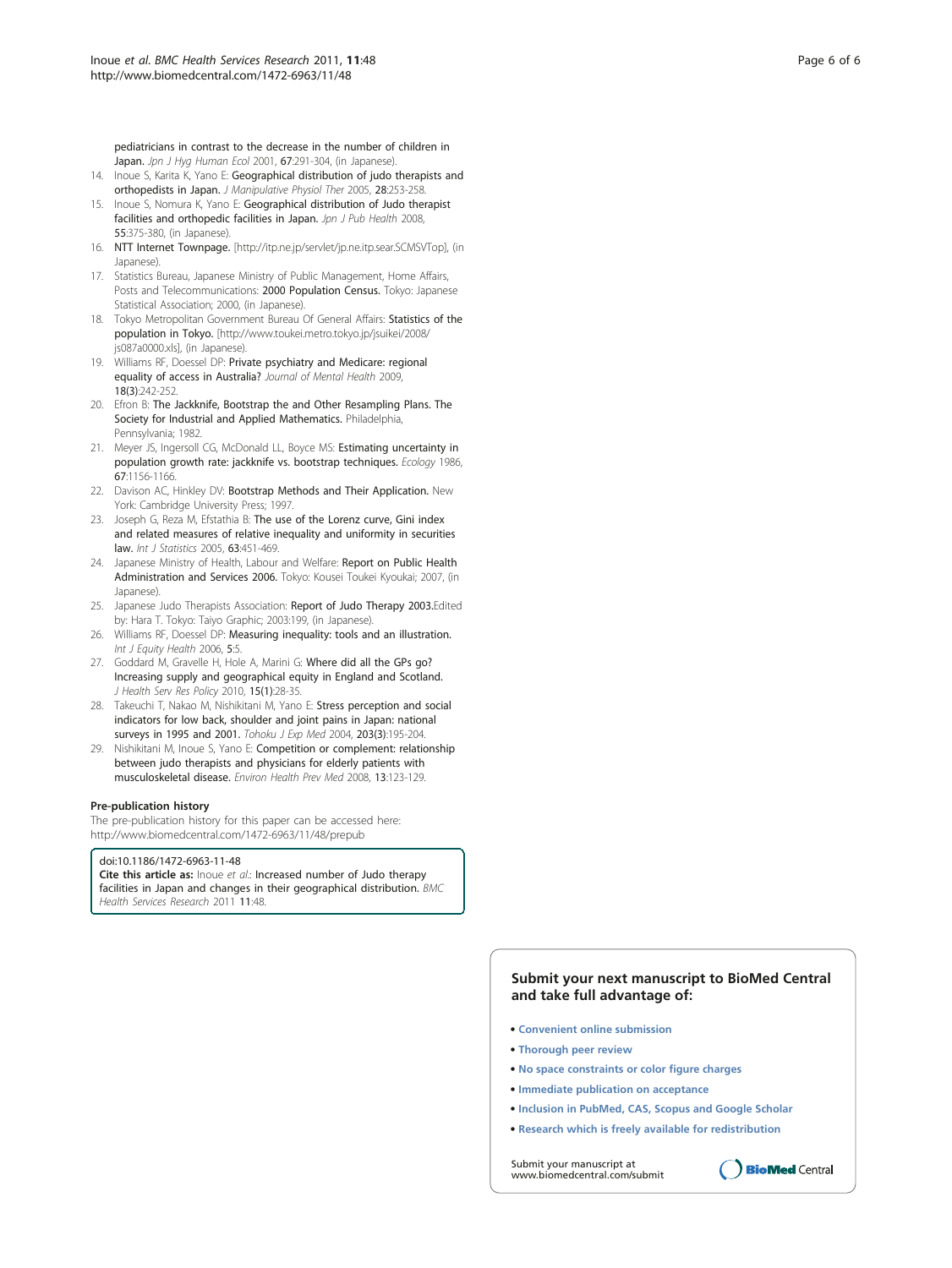pediatricians in contrast to the decrease in the number of children in Japan. *Jpn J Hyg Human Ecol* 2001, **67**:291-304, (in Japanese).

14. Inoue S, Karita K, Yano E: **Geographical distribution of judo therapists and orthopedists in Japan.** *J Manipulative Physiol Ther* 2005, **28**:253-258.
15. Inoue S, Nomura K, Yano E: **Geographical distribution of Judo therapist facilities and orthopedic facilities in Japan.** *Jpn J Pub Health* 2008, **55**:375-380, (in Japanese).
16. **NTT Internet Townpage.** [http://itp.ne.jp/servlet/jp.ne.itp.sear.SCMSVTop], (in Japanese).
17. Statistics Bureau, Japanese Ministry of Public Management, Home Affairs, Posts and Telecommunications: **2000 Population Census.** Tokyo: Japanese Statistical Association; 2000, (in Japanese).
18. Tokyo Metropolitan Government Bureau Of General Affairs: **Statistics of the population in Tokyo.** [http://www.toukei.metro.tokyo.jp/jsuikei/2008/js087a0000.xls], (in Japanese).
19. Williams RF, Doessel DP: **Private psychiatry and Medicare: regional equality of access in Australia?** *Journal of Mental Health* 2009, **18(3)**:242-252.
20. Efron B: **The Jackknife, Bootstrap the and Other Resampling Plans. The Society for Industrial and Applied Mathematics.** Philadelphia, Pennsylvania; 1982.
21. Meyer JS, Ingersoll CG, McDonald LL, Boyce MS: **Estimating uncertainty in population growth rate: jackknife vs. bootstrap techniques.** *Ecology* 1986, **67**:1156-1166.
22. Davison AC, Hinkley DV: **Bootstrap Methods and Their Application.** New York: Cambridge University Press; 1997.
23. Joseph G, Reza M, Efstathia B: **The use of the Lorenz curve, Gini index and related measures of relative inequality and uniformity in securities law.** *Int J Statistics* 2005, **63**:451-469.
24. Japanese Ministry of Health, Labour and Welfare: **Report on Public Health Administration and Services 2006.** Tokyo: Kousei Toukei Kyoukai; 2007, (in Japanese).
25. Japanese Judo Therapists Association: **Report of Judo Therapy 2003.**Edited by: Hara T. Tokyo: Taiyo Graphic; 2003:199, (in Japanese).
26. Williams RF, Doessel DP: **Measuring inequality: tools and an illustration.** *Int J Equity Health* 2006, **5**:5.
27. Goddard M, Gravelle H, Hole A, Marini G: **Where did all the GPs go? Increasing supply and geographical equity in England and Scotland.** *J Health Serv Res Policy* 2010, **15(1)**:28-35.
28. Takeuchi T, Nakao M, Nishikitani M, Yano E: **Stress perception and social indicators for low back, shoulder and joint pains in Japan: national surveys in 1995 and 2001.** *Tohoku J Exp Med* 2004, **203(3)**:195-204.
29. Nishikitani M, Inoue S, Yano E: **Competition or complement: relationship between judo therapists and physicians for elderly patients with musculoskeletal disease.** *Environ Health Prev Med* 2008, **13**:123-129.

#### Pre-publication history

The pre-publication history for this paper can be accessed here:
http://www.biomedcentral.com/1472-6963/11/48/prepub

doi:10.1186/1472-6963-11-48
**Cite this article as:** Inoue *et al.*: Increased number of Judo therapy facilities in Japan and changes in their geographical distribution. *BMC Health Services Research* 2011 **11**:48.

**Submit your next manuscript to BioMed Central and take full advantage of:**

- **Convenient online submission**
- **Thorough peer review**
- **No space constraints or color figure charges**
- **Immediate publication on acceptance**
- **Inclusion in PubMed, CAS, Scopus and Google Scholar**
- **Research which is freely available for redistribution**

Submit your manuscript at
www.biomedcentral.com/submit

BioMed Central